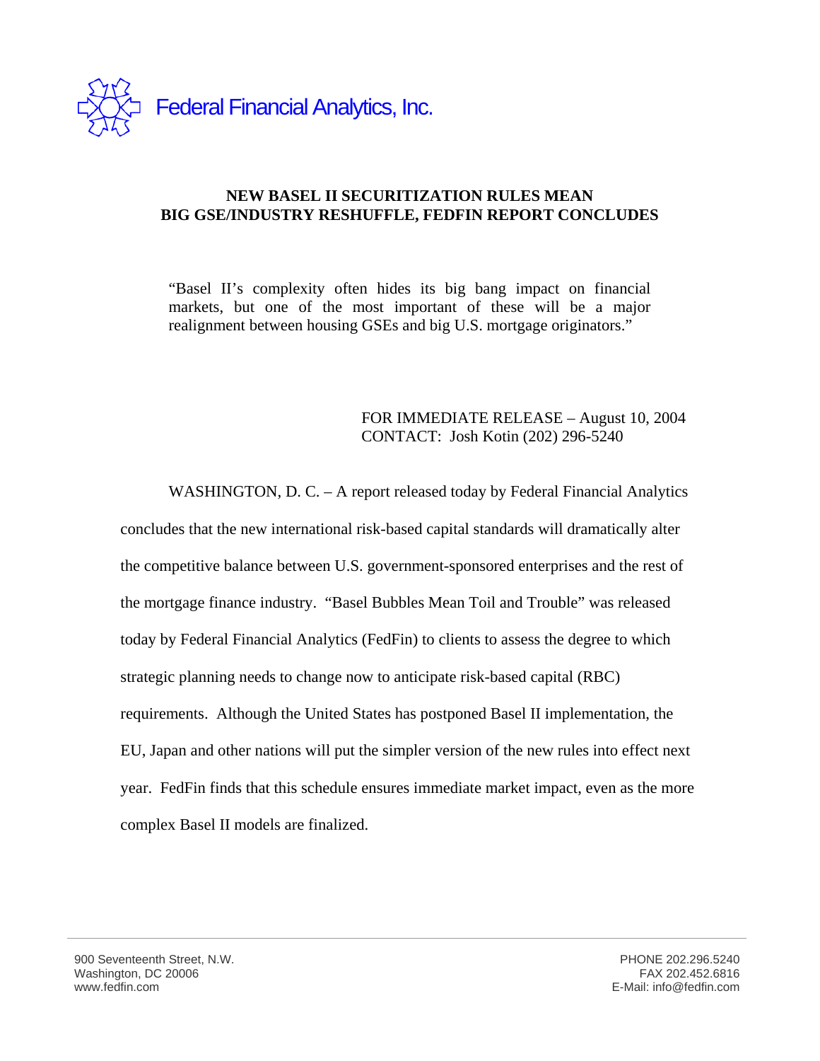Federal Financial Analytics, Inc.

# NEW BASEL II SECURITIZATION RULES MEAN BIG GSE/INDUSTRY RESHUFFLE, FEDFIN REPORT CONCLUDES

"Basel II's complexity often hides its big bang impact on financial markets, but one of the most important of these will be a major realignment between housing GSEs and big U.S. mortgage originators."

FOR IMMEDIATE RELEASE – August 10, 2004
CONTACT: Josh Kotin (202) 296-5240

WASHINGTON, D. C. – A report released today by Federal Financial Analytics concludes that the new international risk-based capital standards will dramatically alter the competitive balance between U.S. government-sponsored enterprises and the rest of the mortgage finance industry. "Basel Bubbles Mean Toil and Trouble" was released today by Federal Financial Analytics (FedFin) to clients to assess the degree to which strategic planning needs to change now to anticipate risk-based capital (RBC) requirements. Although the United States has postponed Basel II implementation, the EU, Japan and other nations will put the simpler version of the new rules into effect next year. FedFin finds that this schedule ensures immediate market impact, even as the more complex Basel II models are finalized.

900 Seventeenth Street, N.W.
Washington, DC 20006
www.fedfin.com

PHONE 202.296.5240
FAX 202.452.6816
E-Mail: info@fedfin.com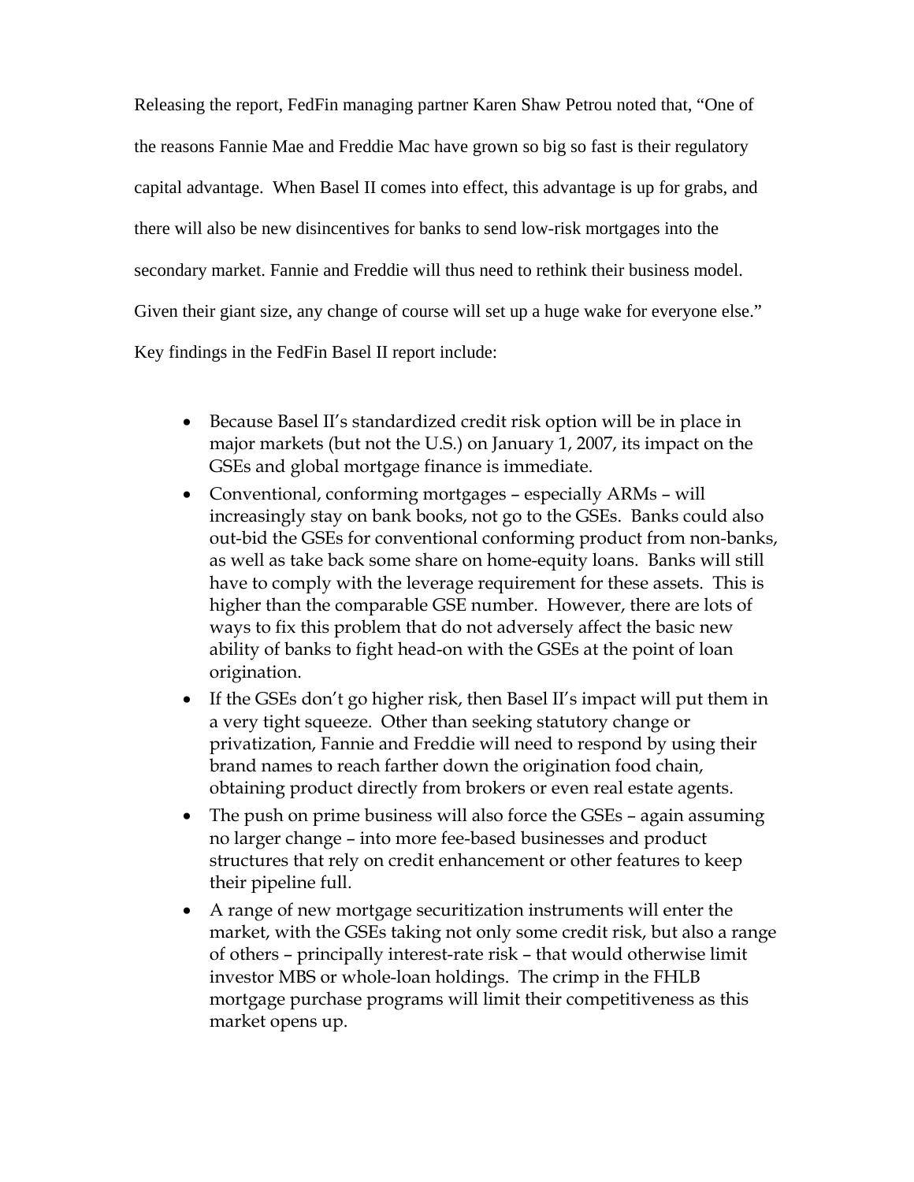Releasing the report, FedFin managing partner Karen Shaw Petrou noted that, "One of the reasons Fannie Mae and Freddie Mac have grown so big so fast is their regulatory capital advantage. When Basel II comes into effect, this advantage is up for grabs, and there will also be new disincentives for banks to send low-risk mortgages into the secondary market. Fannie and Freddie will thus need to rethink their business model. Given their giant size, any change of course will set up a huge wake for everyone else."

Key findings in the FedFin Basel II report include:

- Because Basel II's standardized credit risk option will be in place in major markets (but not the U.S.) on January 1, 2007, its impact on the GSEs and global mortgage finance is immediate.
- Conventional, conforming mortgages – especially ARMs – will increasingly stay on bank books, not go to the GSEs. Banks could also out-bid the GSEs for conventional conforming product from non-banks, as well as take back some share on home-equity loans. Banks will still have to comply with the leverage requirement for these assets. This is higher than the comparable GSE number. However, there are lots of ways to fix this problem that do not adversely affect the basic new ability of banks to fight head-on with the GSEs at the point of loan origination.
- If the GSEs don't go higher risk, then Basel II's impact will put them in a very tight squeeze. Other than seeking statutory change or privatization, Fannie and Freddie will need to respond by using their brand names to reach farther down the origination food chain, obtaining product directly from brokers or even real estate agents.
- The push on prime business will also force the GSEs – again assuming no larger change – into more fee-based businesses and product structures that rely on credit enhancement or other features to keep their pipeline full.
- A range of new mortgage securitization instruments will enter the market, with the GSEs taking not only some credit risk, but also a range of others – principally interest-rate risk – that would otherwise limit investor MBS or whole-loan holdings. The crimp in the FHLB mortgage purchase programs will limit their competitiveness as this market opens up.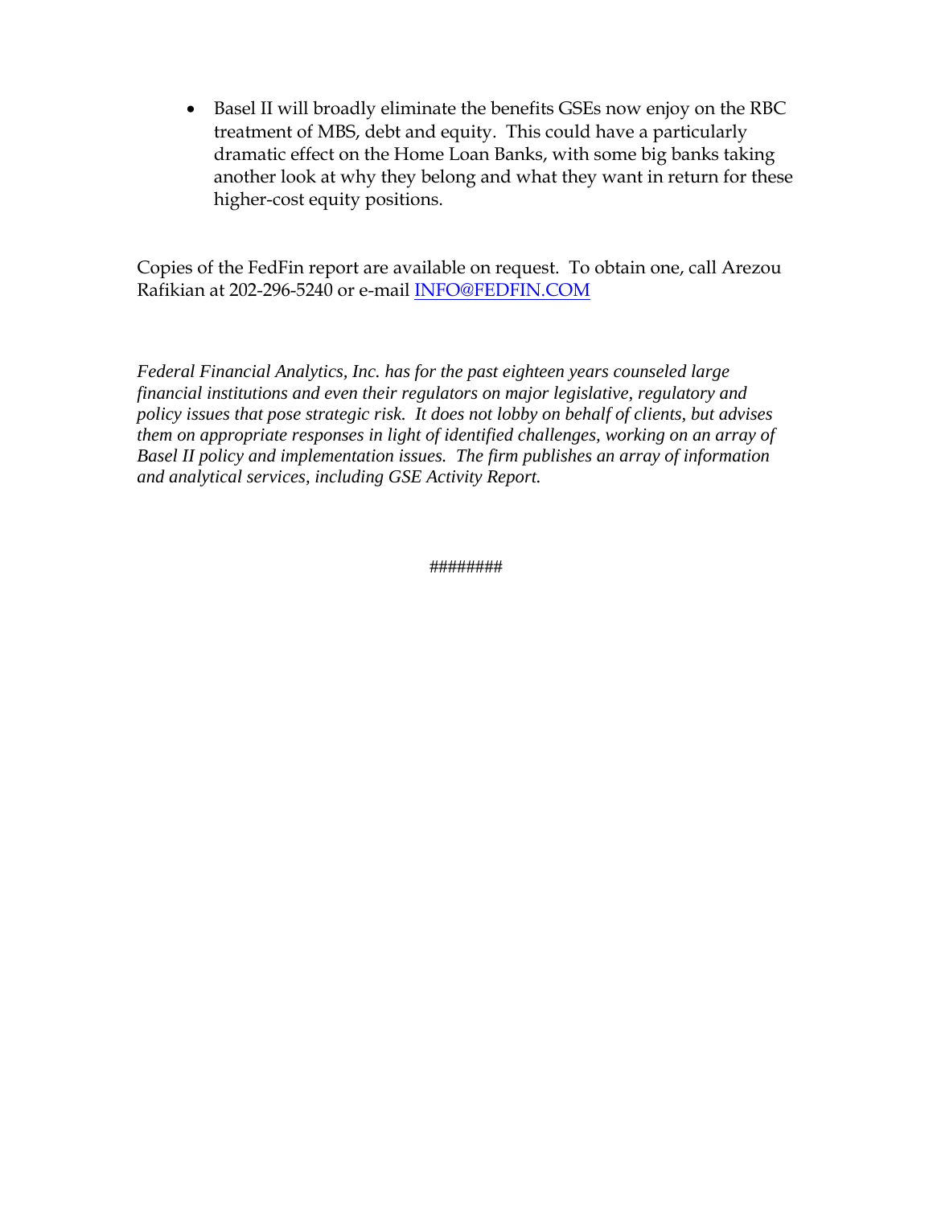- Basel II will broadly eliminate the benefits GSEs now enjoy on the RBC treatment of MBS, debt and equity. This could have a particularly dramatic effect on the Home Loan Banks, with some big banks taking another look at why they belong and what they want in return for these higher-cost equity positions.

Copies of the FedFin report are available on request. To obtain one, call Arezou Rafikian at 202-296-5240 or e-mail [INFO@FEDFIN.COM](mailto:INFO@FEDFIN.COM)

*Federal Financial Analytics, Inc. has for the past eighteen years counseled large financial institutions and even their regulators on major legislative, regulatory and policy issues that pose strategic risk. It does not lobby on behalf of clients, but advises them on appropriate responses in light of identified challenges, working on an array of Basel II policy and implementation issues. The firm publishes an array of information and analytical services, including GSE Activity Report.*

########